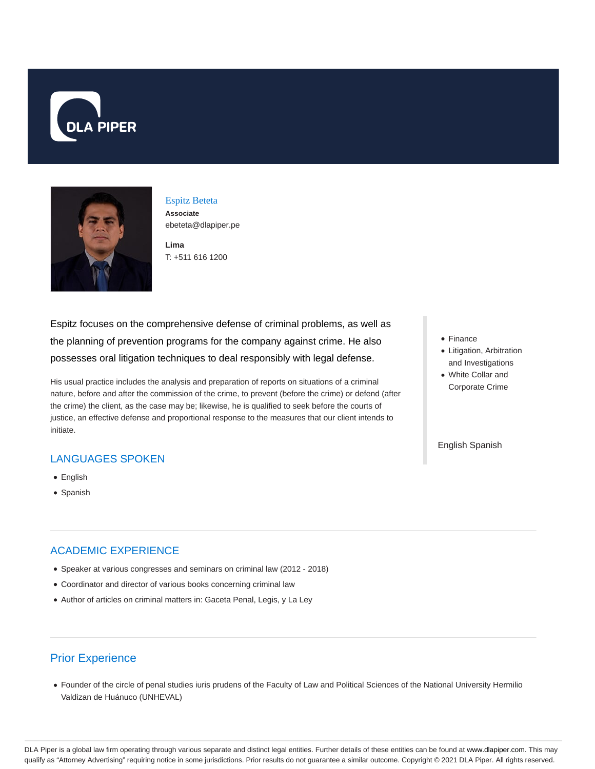# Espitz Beteta

**Associate**

ebeteta@dlapiper.pe

**Lima**

T: +511 616 1200

Espitz focuses on the comprehensive defense of criminal problems, as well as the planning of prevention programs for the company against crime. He also possesses oral litigation techniques to deal responsibly with legal defense.

His usual practice includes the analysis and preparation of reports on situations of a criminal nature, before and after the commission of the crime, to prevent (before the crime) or defend (after the crime) the client, as the case may be; likewise, he is qualified to seek before the courts of justice, an effective defense and proportional response to the measures that our client intends to initiate.

- Finance
- Litigation, Arbitration and Investigations
- White Collar and Corporate Crime

English Spanish

## LANGUAGES SPOKEN

- English
- Spanish

## ACADEMIC EXPERIENCE

- Speaker at various congresses and seminars on criminal law (2012 - 2018)
- Coordinator and director of various books concerning criminal law
- Author of articles on criminal matters in: Gaceta Penal, Legis, y La Ley

## Prior Experience

- Founder of the circle of penal studies iuris prudens of the Faculty of Law and Political Sciences of the National University Hermilio Valdizan de Huánuco (UNHEVAL)

DLA Piper is a global law firm operating through various separate and distinct legal entities. Further details of these entities can be found at www.dlapiper.com. This may qualify as "Attorney Advertising" requiring notice in some jurisdictions. Prior results do not guarantee a similar outcome. Copyright © 2021 DLA Piper. All rights reserved.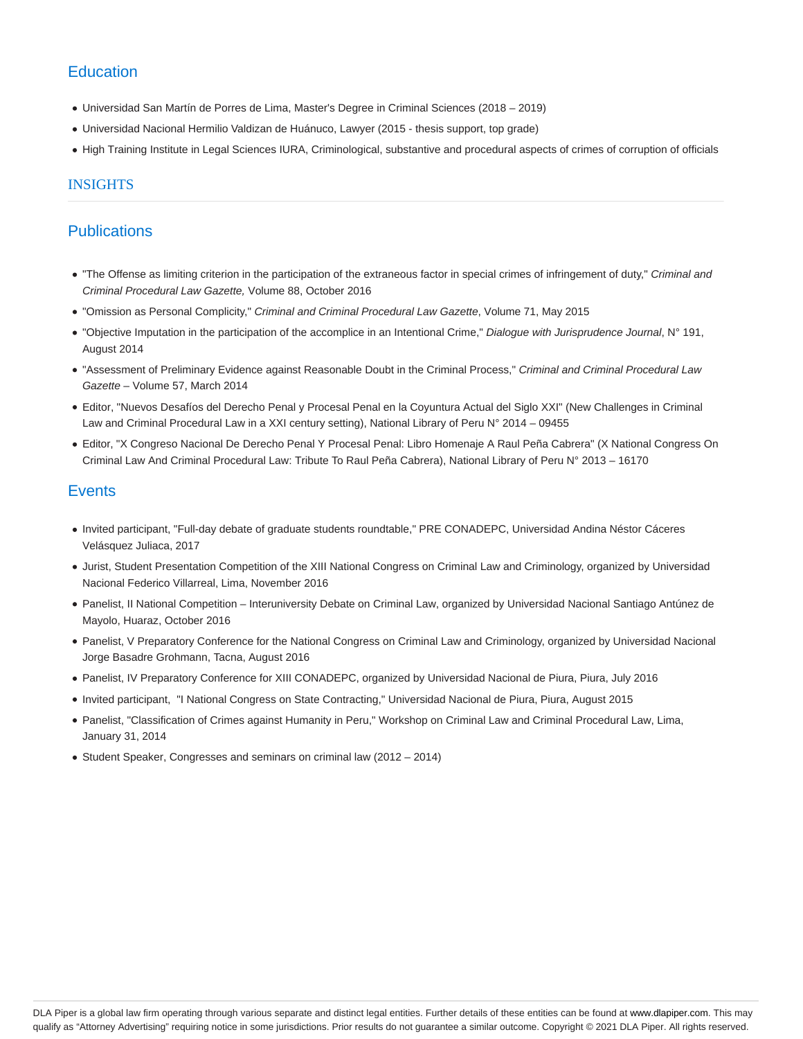## Education

- Universidad San Martín de Porres de Lima, Master's Degree in Criminal Sciences (2018 – 2019)
- Universidad Nacional Hermilio Valdizan de Huánuco, Lawyer (2015 - thesis support, top grade)
- High Training Institute in Legal Sciences IURA, Criminological, substantive and procedural aspects of crimes of corruption of officials

## INSIGHTS

## Publications

- "The Offense as limiting criterion in the participation of the extraneous factor in special crimes of infringement of duty," *Criminal and Criminal Procedural Law Gazette,* Volume 88, October 2016
- "Omission as Personal Complicity," *Criminal and Criminal Procedural Law Gazette*, Volume 71, May 2015
- "Objective Imputation in the participation of the accomplice in an Intentional Crime," *Dialogue with Jurisprudence Journal*, N° 191, August 2014
- "Assessment of Preliminary Evidence against Reasonable Doubt in the Criminal Process," *Criminal and Criminal Procedural Law Gazette* – Volume 57, March 2014
- Editor, "Nuevos Desafíos del Derecho Penal y Procesal Penal en la Coyuntura Actual del Siglo XXI" (New Challenges in Criminal Law and Criminal Procedural Law in a XXI century setting), National Library of Peru N° 2014 – 09455
- Editor, "X Congreso Nacional De Derecho Penal Y Procesal Penal: Libro Homenaje A Raul Peña Cabrera" (X National Congress On Criminal Law And Criminal Procedural Law: Tribute To Raul Peña Cabrera), National Library of Peru N° 2013 – 16170

## Events

- Invited participant, "Full-day debate of graduate students roundtable," PRE CONADEPC, Universidad Andina Néstor Cáceres Velásquez Juliaca, 2017
- Jurist, Student Presentation Competition of the XIII National Congress on Criminal Law and Criminology, organized by Universidad Nacional Federico Villarreal, Lima, November 2016
- Panelist, II National Competition – Interuniversity Debate on Criminal Law, organized by Universidad Nacional Santiago Antúnez de Mayolo, Huaraz, October 2016
- Panelist, V Preparatory Conference for the National Congress on Criminal Law and Criminology, organized by Universidad Nacional Jorge Basadre Grohmann, Tacna, August 2016
- Panelist, IV Preparatory Conference for XIII CONADEPC, organized by Universidad Nacional de Piura, Piura, July 2016
- Invited participant, "I National Congress on State Contracting," Universidad Nacional de Piura, Piura, August 2015
- Panelist, "Classification of Crimes against Humanity in Peru," Workshop on Criminal Law and Criminal Procedural Law, Lima, January 31, 2014
- Student Speaker, Congresses and seminars on criminal law (2012 – 2014)

DLA Piper is a global law firm operating through various separate and distinct legal entities. Further details of these entities can be found at www.dlapiper.com. This may qualify as "Attorney Advertising" requiring notice in some jurisdictions. Prior results do not guarantee a similar outcome. Copyright © 2021 DLA Piper. All rights reserved.